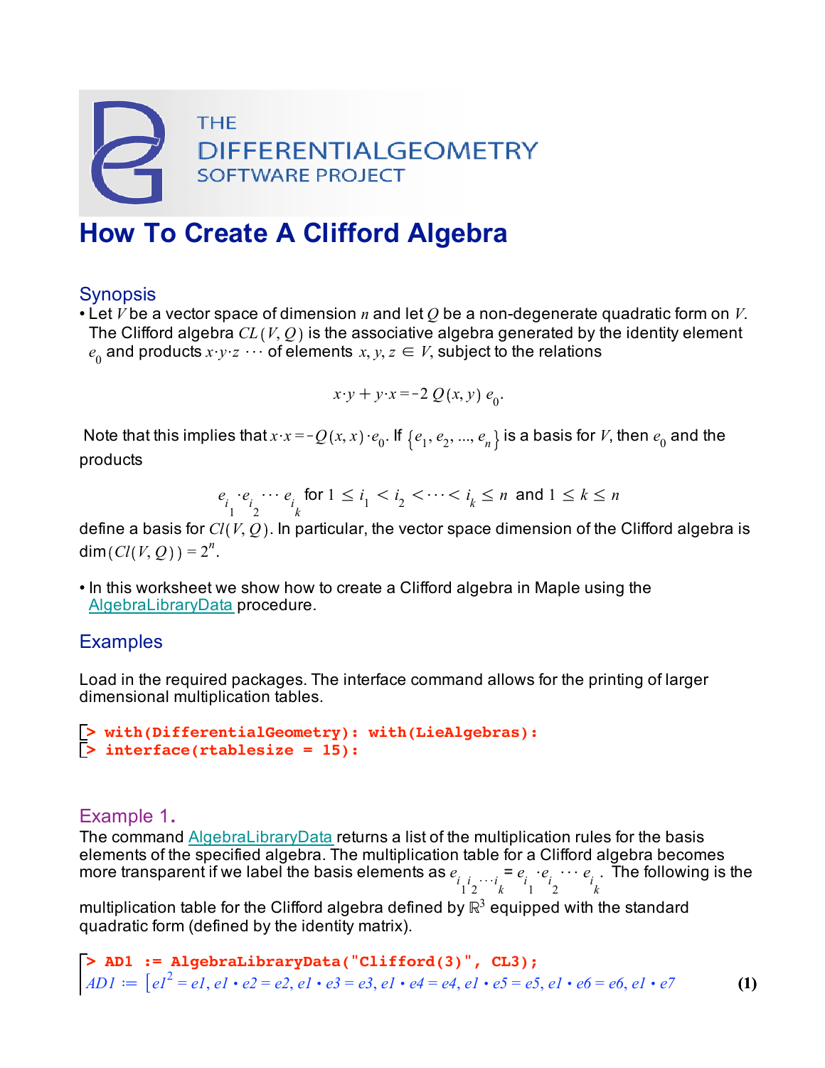THE DIFFERENTIALGEOMETRY SOFTWARE PROJECT

# How To Create A Clifford Algebra

## Synopsis

- Let $V$ be a vector space of dimension $n$ and let $Q$ be a non-degenerate quadratic form on $V$. The Clifford algebra $CL(V, Q)$ is the associative algebra generated by the identity element $e_0$ and products $x \cdot y \cdot z \cdots$ of elements $x, y, z \in V$, subject to the relations

$$x \cdot y + y \cdot x = -2\, Q(x, y)\, e_0.$$

Note that this implies that $x \cdot x = -Q(x, x) \cdot e_0$. If $\{e_1, e_2, ..., e_n\}$ is a basis for $V$, then $e_0$ and the products

$$e_{i_1} \cdot e_{i_2} \cdots e_{i_k} \text{ for } 1 \le i_1 < i_2 < \cdots < i_k \le n \text{ and } 1 \le k \le n$$

define a basis for $Cl(V, Q)$. In particular, the vector space dimension of the Clifford algebra is $\dim(Cl(V, Q)) = 2^n$.

- In this worksheet we show how to create a Clifford algebra in Maple using the AlgebraLibraryData procedure.

## Examples

Load in the required packages. The interface command allows for the printing of larger dimensional multiplication tables.

```
> with(DifferentialGeometry): with(LieAlgebras):
> interface(rtablesize = 15):
```

### Example 1.

The command AlgebraLibraryData returns a list of the multiplication rules for the basis elements of the specified algebra. The multiplication table for a Clifford algebra becomes more transparent if we label the basis elements as $e_{i_1 i_2 \cdots i_k} = e_{i_1} \cdot e_{i_2} \cdots e_{i_k}$. The following is the multiplication table for the Clifford algebra defined by $\mathbb{R}^3$ equipped with the standard quadratic form (defined by the identity matrix).

```
> AD1 := AlgebraLibraryData("Clifford(3)", CL3);
```

$$AD1 := [e1^2 = e1, e1 \cdot e2 = e2, e1 \cdot e3 = e3, e1 \cdot e4 = e4, e1 \cdot e5 = e5, e1 \cdot e6 = e6, e1 \cdot e7 \qquad (1)$$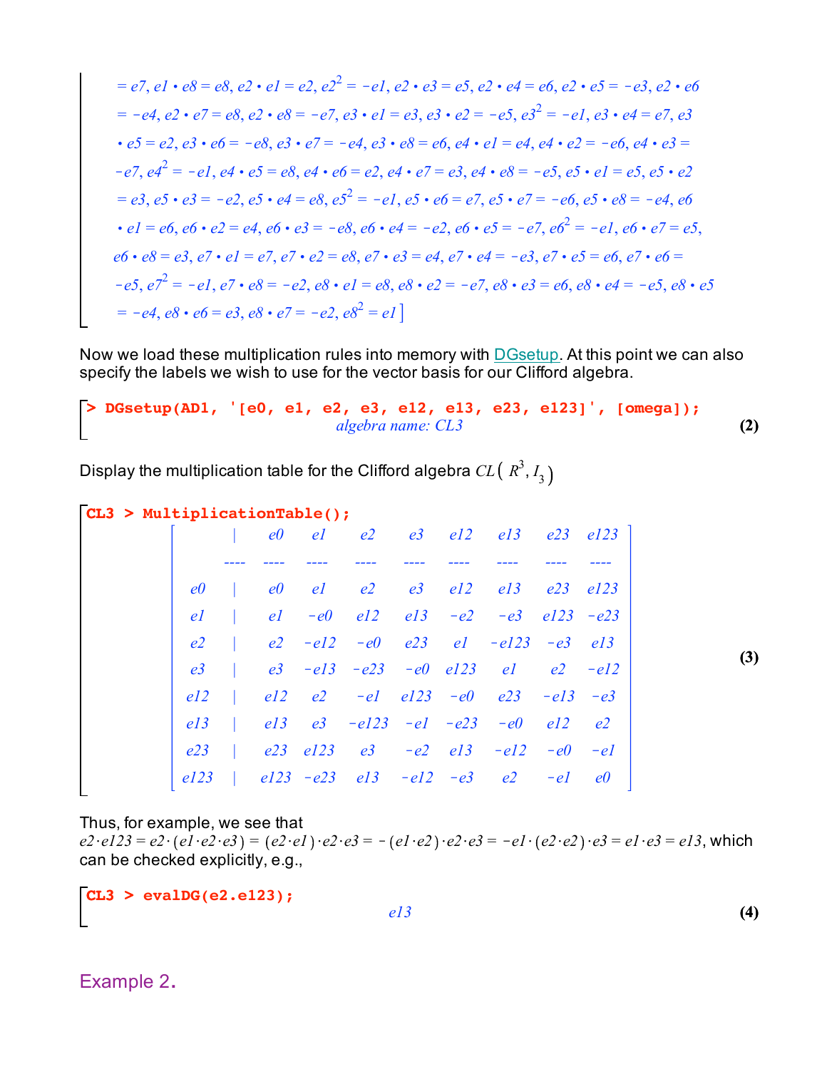$$= e7,\ e1 \cdot e8 = e8,\ e2 \cdot e1 = e2,\ e2^2 = -e1,\ e2 \cdot e3 = e5,\ e2 \cdot e4 = e6,\ e2 \cdot e5 = -e3,\ e2 \cdot e6 = -e4,\ e2 \cdot e7 = e8,\ e2 \cdot e8 = -e7,\ e3 \cdot e1 = e3,\ e3 \cdot e2 = -e5,\ e3^2 = -e1,\ e3 \cdot e4 = e7,\ e3 \cdot e5 = e2,\ e3 \cdot e6 = -e8,\ e3 \cdot e7 = -e4,\ e3 \cdot e8 = e6,\ e4 \cdot e1 = e4,\ e4 \cdot e2 = -e6,\ e4 \cdot e3 = -e7,\ e4^2 = -e1,\ e4 \cdot e5 = e8,\ e4 \cdot e6 = e2,\ e4 \cdot e7 = e3,\ e4 \cdot e8 = -e5,\ e5 \cdot e1 = e5,\ e5 \cdot e2 = e3,\ e5 \cdot e3 = -e2,\ e5 \cdot e4 = e8,\ e5^2 = -e1,\ e5 \cdot e6 = e7,\ e5 \cdot e7 = -e6,\ e5 \cdot e8 = -e4,\ e6 \cdot e1 = e6,\ e6 \cdot e2 = e4,\ e6 \cdot e3 = -e8,\ e6 \cdot e4 = -e2,\ e6 \cdot e5 = -e7,\ e6^2 = -e1,\ e6 \cdot e7 = e5,\ e6 \cdot e8 = e3,\ e7 \cdot e1 = e7,\ e7 \cdot e2 = e8,\ e7 \cdot e3 = e4,\ e7 \cdot e4 = -e3,\ e7 \cdot e5 = e6,\ e7 \cdot e6 = -e5,\ e7^2 = -e1,\ e7 \cdot e8 = -e2,\ e8 \cdot e1 = e8,\ e8 \cdot e2 = -e7,\ e8 \cdot e3 = e6,\ e8 \cdot e4 = -e5,\ e8 \cdot e5 = -e4,\ e8 \cdot e6 = e3,\ e8 \cdot e7 = -e2,\ e8^2 = e1 ]$$

Now we load these multiplication rules into memory with DGsetup. At this point we can also specify the labels we wish to use for the vector basis for our Clifford algebra.

```
> DGsetup(AD1, '[e0, e1, e2, e3, e12, e13, e23, e123]', [omega]);
```

algebra name: CL3 **(2)**

Display the multiplication table for the Clifford algebra $CL(R^3, I_3)$

```
CL3 > MultiplicationTable();
```

|  | e0 | e1 | e2 | e3 | e12 | e13 | e23 | e123 |
|---|---|---|---|---|---|---|---|---|
| e0 | e0 | e1 | e2 | e3 | e12 | e13 | e23 | e123 |
| e1 | e1 | -e0 | e12 | e13 | -e2 | -e3 | e123 | -e23 |
| e2 | e2 | -e12 | -e0 | e23 | e1 | -e123 | -e3 | e13 |
| e3 | e3 | -e13 | -e23 | -e0 | e123 | e1 | e2 | -e12 |
| e12 | e12 | e2 | -e1 | e123 | -e0 | e23 | -e13 | -e3 |
| e13 | e13 | e3 | -e123 | -e1 | -e23 | -e0 | e12 | e2 |
| e23 | e23 | e123 | e3 | -e2 | e13 | -e12 | -e0 | -e1 |
| e123 | e123 | -e23 | e13 | -e12 | -e3 | e2 | -e1 | e0 |

**(3)**

Thus, for example, we see that
$e2 \cdot e123 = e2 \cdot (e1 \cdot e2 \cdot e3) = (e2 \cdot e1) \cdot e2 \cdot e3 = -(e1 \cdot e2) \cdot e2 \cdot e3 = -e1 \cdot (e2 \cdot e2) \cdot e3 = e1 \cdot e3 = e13$, which can be checked explicitly, e.g.,

```
CL3 > evalDG(e2.e123);
```

e13 **(4)**

## Example 2.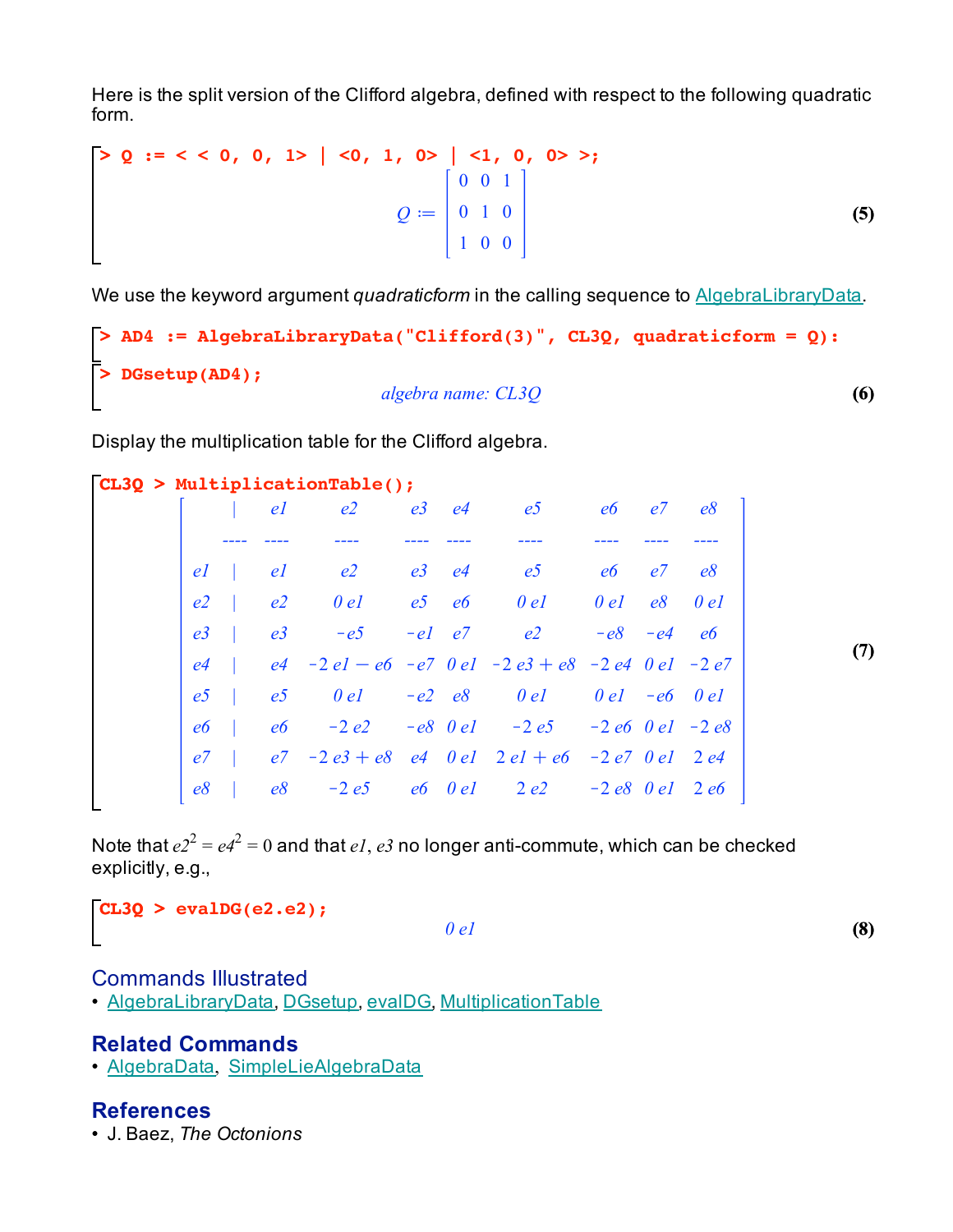Here is the split version of the Clifford algebra, defined with respect to the following quadratic form.

```
> Q := < < 0, 0, 1> | <0, 1, 0> | <1, 0, 0> >;
```

$$Q := \begin{bmatrix} 0 & 0 & 1 \\ 0 & 1 & 0 \\ 1 & 0 & 0 \end{bmatrix} \quad (5)$$

We use the keyword argument *quadraticform* in the calling sequence to AlgebraLibraryData.

```
> AD4 := AlgebraLibraryData("Clifford(3)", CL3Q, quadraticform = Q):
```

```
> DGsetup(AD4);
```

*algebra name: CL3Q* (6)

Display the multiplication table for the Clifford algebra.

```
CL3Q > MultiplicationTable();
```

|  | $e1$ | $e2$ | $e3$ | $e4$ | $e5$ | $e6$ | $e7$ | $e8$ |
|---|---|---|---|---|---|---|---|---|
| $e1$ | $e1$ | $e2$ | $e3$ | $e4$ | $e5$ | $e6$ | $e7$ | $e8$ |
| $e2$ | $e2$ | $0\,e1$ | $e5$ | $e6$ | $0\,e1$ | $0\,e1$ | $e8$ | $0\,e1$ |
| $e3$ | $e3$ | $-e5$ | $-e1$ | $e7$ | $e2$ | $-e8$ | $-e4$ | $e6$ |
| $e4$ | $e4$ | $-2\,e1 - e6$ | $-e7$ | $0\,e1$ | $-2\,e3 + e8$ | $-2\,e4$ | $0\,e1$ | $-2\,e7$ |
| $e5$ | $e5$ | $0\,e1$ | $-e2$ | $e8$ | $0\,e1$ | $0\,e1$ | $-e6$ | $0\,e1$ |
| $e6$ | $e6$ | $-2\,e2$ | $-e8$ | $0\,e1$ | $-2\,e5$ | $-2\,e6$ | $0\,e1$ | $-2\,e8$ |
| $e7$ | $e7$ | $-2\,e3 + e8$ | $e4$ | $0\,e1$ | $2\,e1 + e6$ | $-2\,e7$ | $0\,e1$ | $2\,e4$ |
| $e8$ | $e8$ | $-2\,e5$ | $e6$ | $0\,e1$ | $2\,e2$ | $-2\,e8$ | $0\,e1$ | $2\,e6$ |

(7)

Note that $e2^2 = e4^2 = 0$ and that $e1$, $e3$ no longer anti-commute, which can be checked explicitly, e.g.,

```
CL3Q > evalDG(e2.e2);
```

$$0\,e1 \quad (8)$$

## Commands Illustrated

- AlgebraLibraryData, DGsetup, evalDG, MultiplicationTable

## Related Commands

- AlgebraData, SimpleLieAlgebraData

## References

- J. Baez, *The Octonions*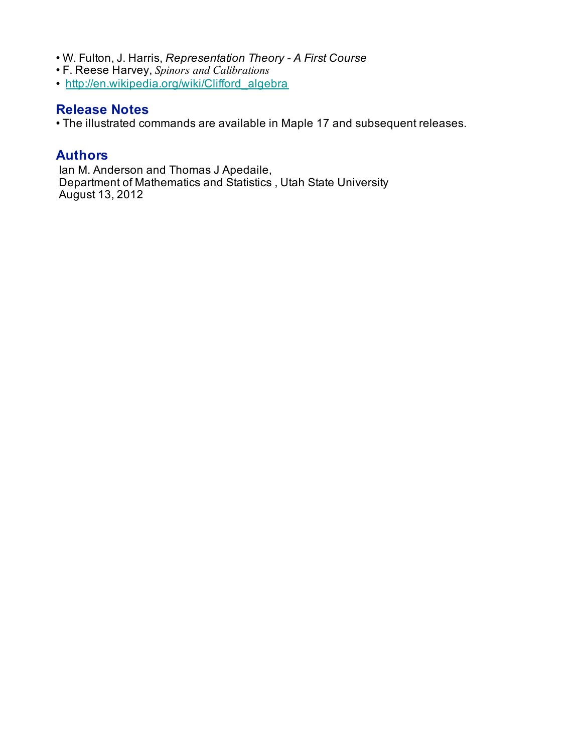- W. Fulton, J. Harris, *Representation Theory - A First Course*
- F. Reese Harvey, *Spinors and Calibrations*
- [http://en.wikipedia.org/wiki/Clifford_algebra](http://en.wikipedia.org/wiki/Clifford_algebra)

## Release Notes

- The illustrated commands are available in Maple 17 and subsequent releases.

## Authors

Ian M. Anderson and Thomas J Apedaile,
Department of Mathematics and Statistics , Utah State University
August 13, 2012